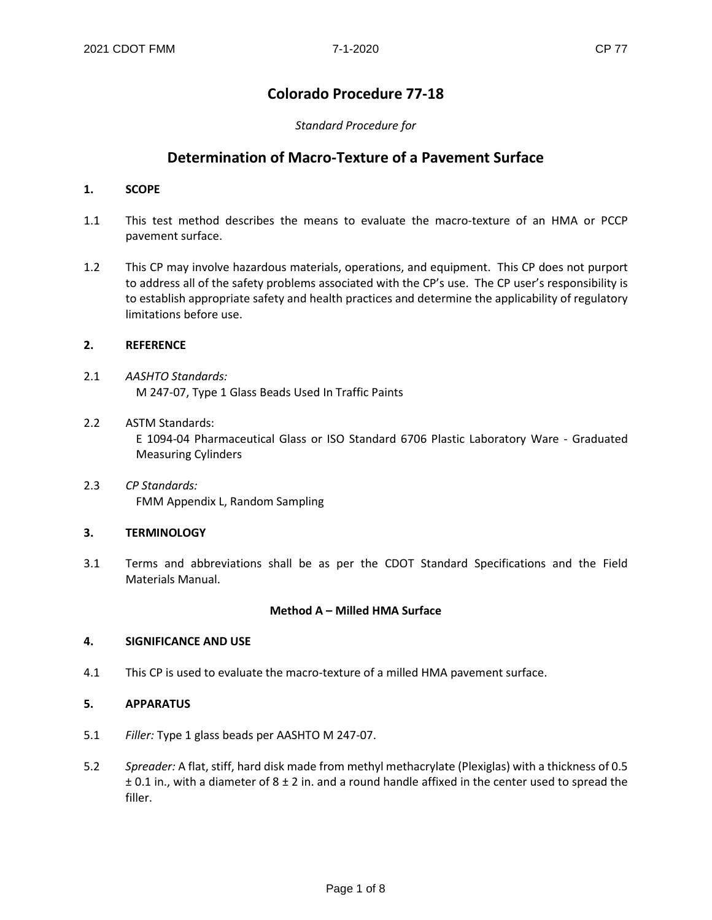# Colorado Procedure 77-18

*Standard Procedure for*

## Determination of Macro-Texture of a Pavement Surface

**1. SCOPE**

1.1 This test method describes the means to evaluate the macro-texture of an HMA or PCCP pavement surface.

1.2 This CP may involve hazardous materials, operations, and equipment. This CP does not purport to address all of the safety problems associated with the CP's use. The CP user's responsibility is to establish appropriate safety and health practices and determine the applicability of regulatory limitations before use.

**2. REFERENCE**

2.1 *AASHTO Standards:*
M 247-07, Type 1 Glass Beads Used In Traffic Paints

2.2 ASTM Standards:
E 1094-04 Pharmaceutical Glass or ISO Standard 6706 Plastic Laboratory Ware - Graduated Measuring Cylinders

2.3 *CP Standards:*
FMM Appendix L, Random Sampling

**3. TERMINOLOGY**

3.1 Terms and abbreviations shall be as per the CDOT Standard Specifications and the Field Materials Manual.

**Method A – Milled HMA Surface**

**4. SIGNIFICANCE AND USE**

4.1 This CP is used to evaluate the macro-texture of a milled HMA pavement surface.

**5. APPARATUS**

5.1 *Filler:* Type 1 glass beads per AASHTO M 247-07.

5.2 *Spreader:* A flat, stiff, hard disk made from methyl methacrylate (Plexiglas) with a thickness of 0.5 ± 0.1 in., with a diameter of 8 ± 2 in. and a round handle affixed in the center used to spread the filler.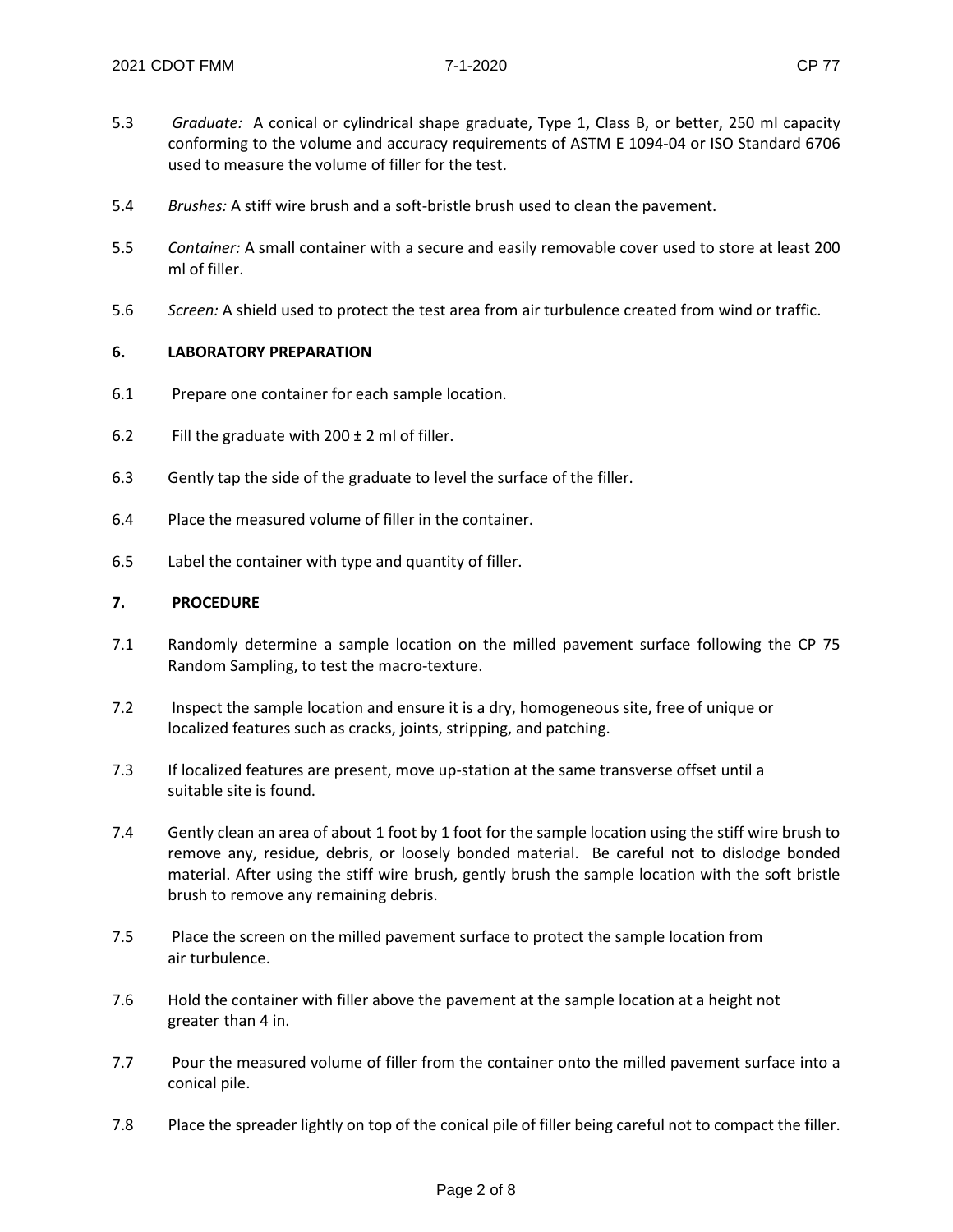5.3 *Graduate:* A conical or cylindrical shape graduate, Type 1, Class B, or better, 250 ml capacity conforming to the volume and accuracy requirements of ASTM E 1094-04 or ISO Standard 6706 used to measure the volume of filler for the test.

5.4 *Brushes:* A stiff wire brush and a soft-bristle brush used to clean the pavement.

5.5 *Container:* A small container with a secure and easily removable cover used to store at least 200 ml of filler.

5.6 *Screen:* A shield used to protect the test area from air turbulence created from wind or traffic.

## 6. LABORATORY PREPARATION

6.1 Prepare one container for each sample location.

6.2 Fill the graduate with 200 ± 2 ml of filler.

6.3 Gently tap the side of the graduate to level the surface of the filler.

6.4 Place the measured volume of filler in the container.

6.5 Label the container with type and quantity of filler.

## 7. PROCEDURE

7.1 Randomly determine a sample location on the milled pavement surface following the CP 75 Random Sampling, to test the macro-texture.

7.2 Inspect the sample location and ensure it is a dry, homogeneous site, free of unique or localized features such as cracks, joints, stripping, and patching.

7.3 If localized features are present, move up-station at the same transverse offset until a suitable site is found.

7.4 Gently clean an area of about 1 foot by 1 foot for the sample location using the stiff wire brush to remove any, residue, debris, or loosely bonded material. Be careful not to dislodge bonded material. After using the stiff wire brush, gently brush the sample location with the soft bristle brush to remove any remaining debris.

7.5 Place the screen on the milled pavement surface to protect the sample location from air turbulence.

7.6 Hold the container with filler above the pavement at the sample location at a height not greater than 4 in.

7.7 Pour the measured volume of filler from the container onto the milled pavement surface into a conical pile.

7.8 Place the spreader lightly on top of the conical pile of filler being careful not to compact the filler.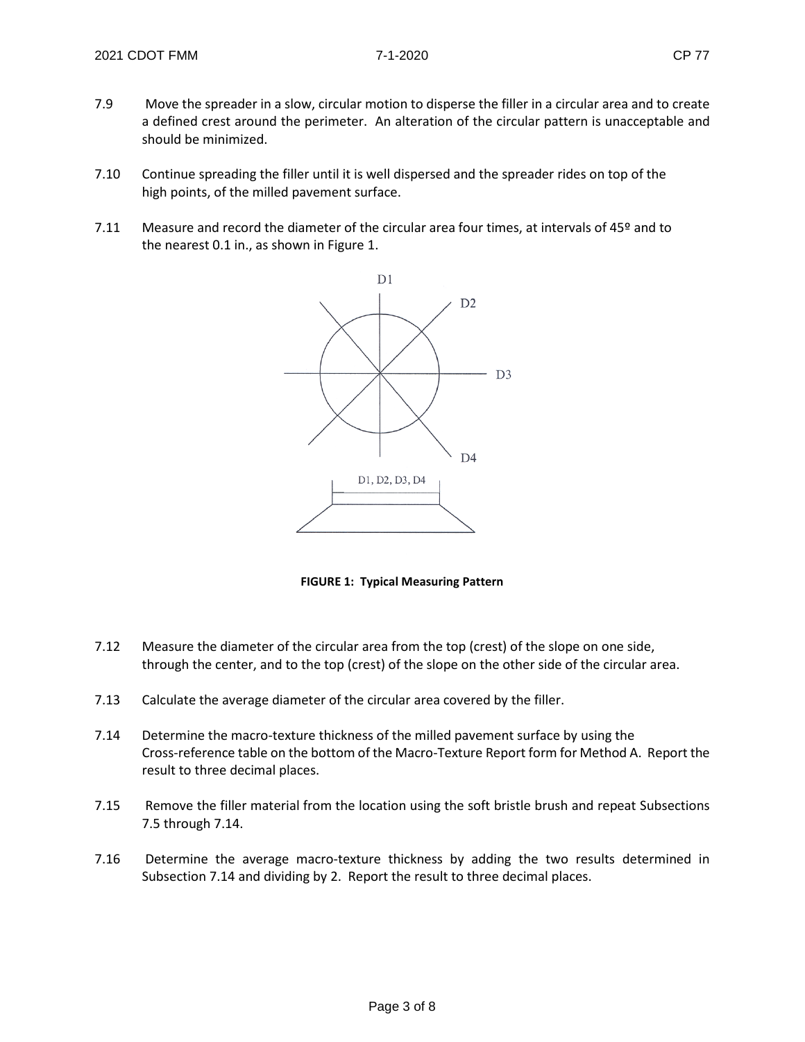7.9 Move the spreader in a slow, circular motion to disperse the filler in a circular area and to create a defined crest around the perimeter. An alteration of the circular pattern is unacceptable and should be minimized.

7.10 Continue spreading the filler until it is well dispersed and the spreader rides on top of the high points, of the milled pavement surface.

7.11 Measure and record the diameter of the circular area four times, at intervals of 45º and to the nearest 0.1 in., as shown in Figure 1.

D1

D2

D3

D4

D1, D2, D3, D4

**FIGURE 1: Typical Measuring Pattern**

7.12 Measure the diameter of the circular area from the top (crest) of the slope on one side, through the center, and to the top (crest) of the slope on the other side of the circular area.

7.13 Calculate the average diameter of the circular area covered by the filler.

7.14 Determine the macro-texture thickness of the milled pavement surface by using the Cross-reference table on the bottom of the Macro-Texture Report form for Method A. Report the result to three decimal places.

7.15 Remove the filler material from the location using the soft bristle brush and repeat Subsections 7.5 through 7.14.

7.16 Determine the average macro-texture thickness by adding the two results determined in Subsection 7.14 and dividing by 2. Report the result to three decimal places.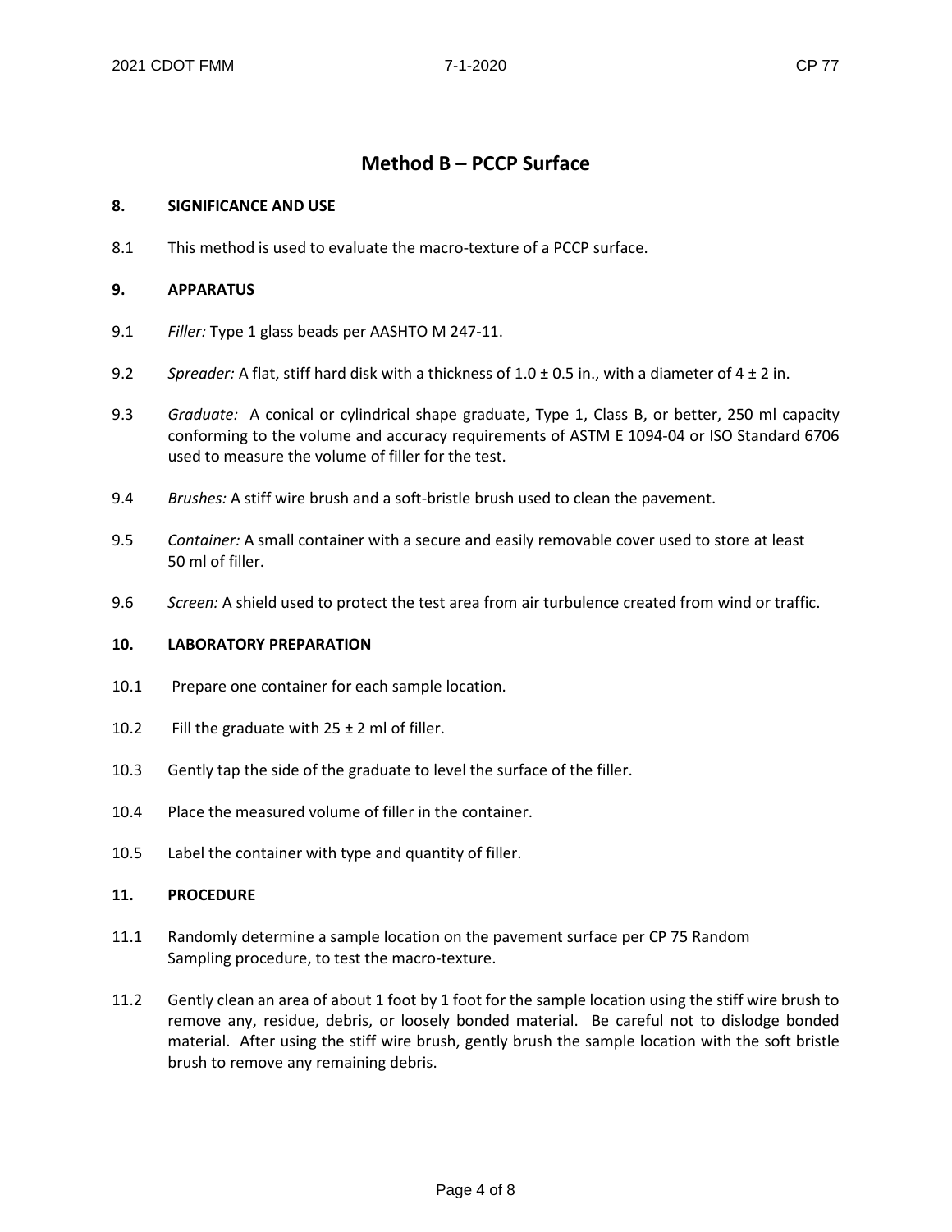## Method B – PCCP Surface

**8. SIGNIFICANCE AND USE**

8.1 This method is used to evaluate the macro-texture of a PCCP surface.

**9. APPARATUS**

9.1 *Filler:* Type 1 glass beads per AASHTO M 247-11.

9.2 *Spreader:* A flat, stiff hard disk with a thickness of 1.0 ± 0.5 in., with a diameter of 4 ± 2 in.

9.3 *Graduate:* A conical or cylindrical shape graduate, Type 1, Class B, or better, 250 ml capacity conforming to the volume and accuracy requirements of ASTM E 1094-04 or ISO Standard 6706 used to measure the volume of filler for the test.

9.4 *Brushes:* A stiff wire brush and a soft-bristle brush used to clean the pavement.

9.5 *Container:* A small container with a secure and easily removable cover used to store at least 50 ml of filler.

9.6 *Screen:* A shield used to protect the test area from air turbulence created from wind or traffic.

**10. LABORATORY PREPARATION**

10.1 Prepare one container for each sample location.

10.2 Fill the graduate with 25 ± 2 ml of filler.

10.3 Gently tap the side of the graduate to level the surface of the filler.

10.4 Place the measured volume of filler in the container.

10.5 Label the container with type and quantity of filler.

**11. PROCEDURE**

11.1 Randomly determine a sample location on the pavement surface per CP 75 Random Sampling procedure, to test the macro-texture.

11.2 Gently clean an area of about 1 foot by 1 foot for the sample location using the stiff wire brush to remove any, residue, debris, or loosely bonded material. Be careful not to dislodge bonded material. After using the stiff wire brush, gently brush the sample location with the soft bristle brush to remove any remaining debris.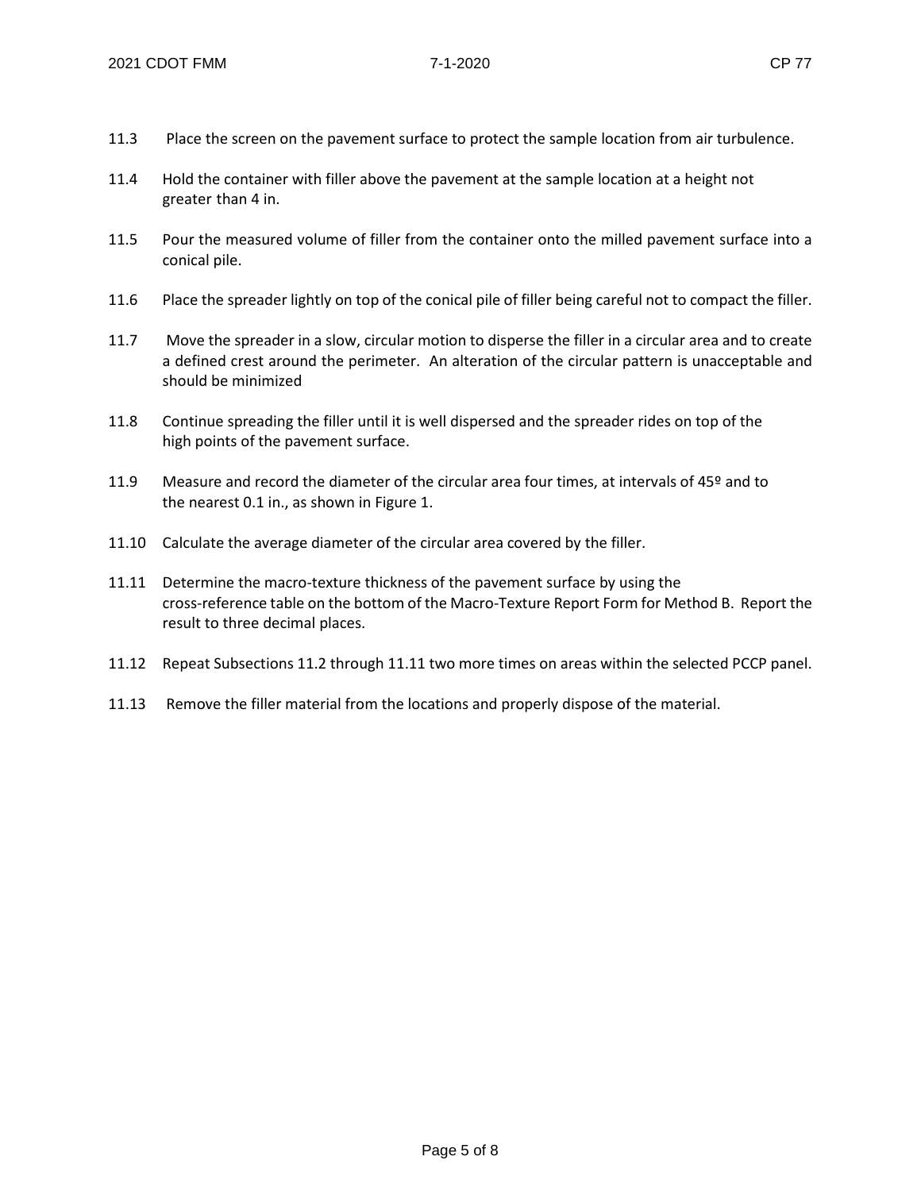11.3 Place the screen on the pavement surface to protect the sample location from air turbulence.

11.4 Hold the container with filler above the pavement at the sample location at a height not greater than 4 in.

11.5 Pour the measured volume of filler from the container onto the milled pavement surface into a conical pile.

11.6 Place the spreader lightly on top of the conical pile of filler being careful not to compact the filler.

11.7 Move the spreader in a slow, circular motion to disperse the filler in a circular area and to create a defined crest around the perimeter. An alteration of the circular pattern is unacceptable and should be minimized

11.8 Continue spreading the filler until it is well dispersed and the spreader rides on top of the high points of the pavement surface.

11.9 Measure and record the diameter of the circular area four times, at intervals of 45º and to the nearest 0.1 in., as shown in Figure 1.

11.10 Calculate the average diameter of the circular area covered by the filler.

11.11 Determine the macro-texture thickness of the pavement surface by using the cross-reference table on the bottom of the Macro-Texture Report Form for Method B. Report the result to three decimal places.

11.12 Repeat Subsections 11.2 through 11.11 two more times on areas within the selected PCCP panel.

11.13 Remove the filler material from the locations and properly dispose of the material.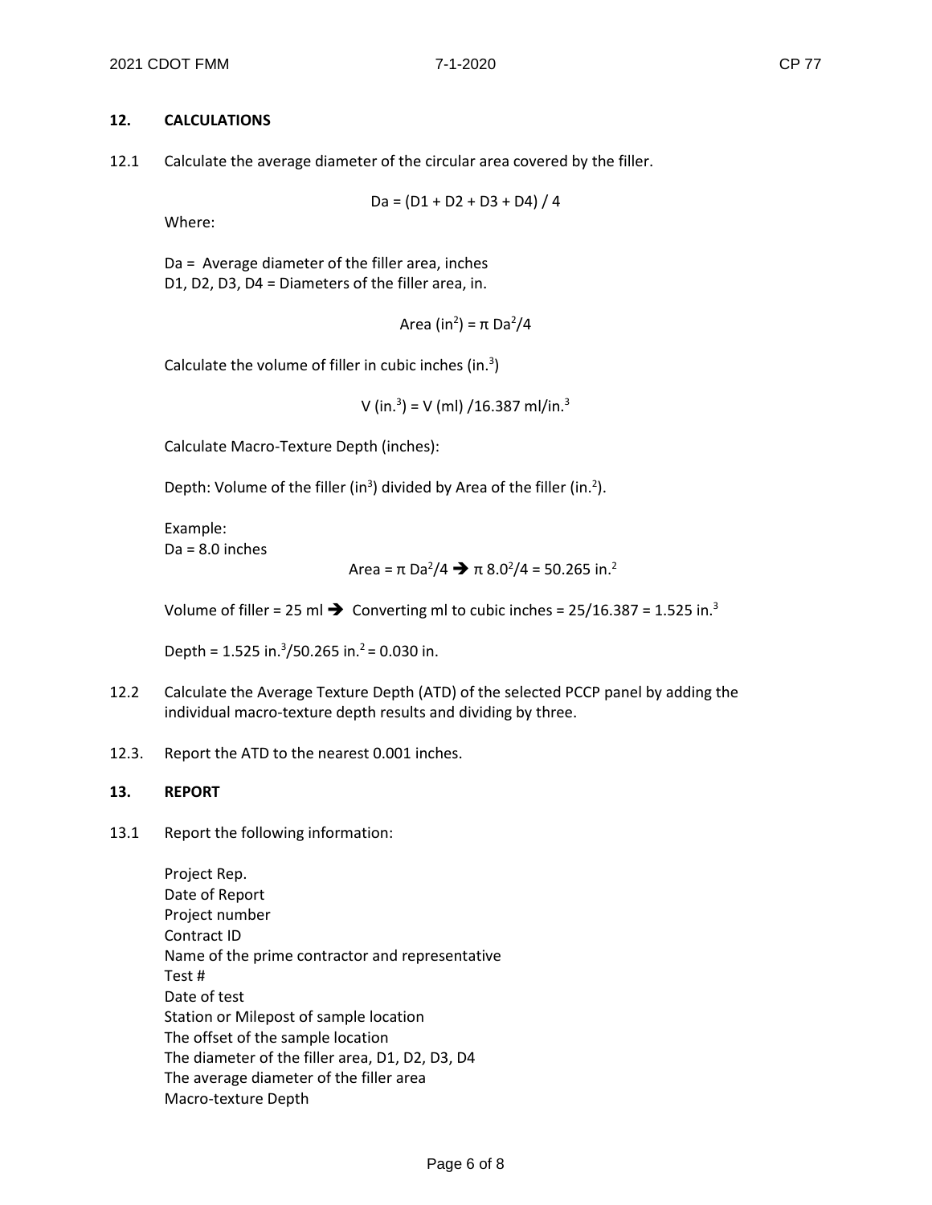## 12. CALCULATIONS

12.1 Calculate the average diameter of the circular area covered by the filler.

$$Da = (D1 + D2 + D3 + D4) / 4$$

Where:

Da = Average diameter of the filler area, inches
D1, D2, D3, D4 = Diameters of the filler area, in.

$$\text{Area (in}^2\text{)} = \pi \, Da^2/4$$

Calculate the volume of filler in cubic inches (in.$^3$)

$$V \text{ (in.}^3\text{)} = V \text{ (ml)} / 16.387 \text{ ml/in.}^3$$

Calculate Macro-Texture Depth (inches):

Depth: Volume of the filler (in$^3$) divided by Area of the filler (in.$^2$).

Example:
Da = 8.0 inches

$$\text{Area} = \pi \, Da^2/4 \rightarrow \pi \, 8.0^2/4 = 50.265 \text{ in.}^2$$

Volume of filler = 25 ml → Converting ml to cubic inches = 25/16.387 = 1.525 in.$^3$

Depth = 1.525 in.$^3$/50.265 in.$^2$ = 0.030 in.

12.2 Calculate the Average Texture Depth (ATD) of the selected PCCP panel by adding the individual macro-texture depth results and dividing by three.

12.3. Report the ATD to the nearest 0.001 inches.

## 13. REPORT

13.1 Report the following information:

Project Rep.
Date of Report
Project number
Contract ID
Name of the prime contractor and representative
Test #
Date of test
Station or Milepost of sample location
The offset of the sample location
The diameter of the filler area, D1, D2, D3, D4
The average diameter of the filler area
Macro-texture Depth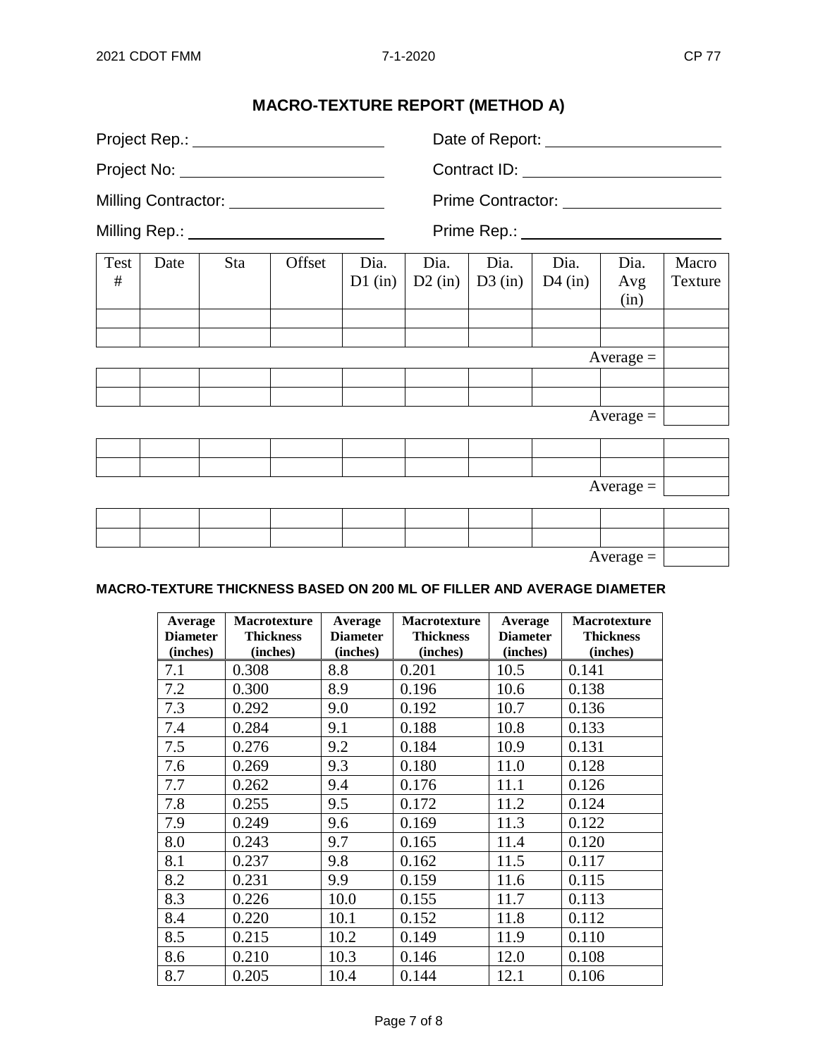# MACRO-TEXTURE REPORT (METHOD A)

Project Rep.: ____________________ Date of Report: ____________________

Project No: ____________________ Contract ID: ____________________

Milling Contractor: ____________________ Prime Contractor: ____________________

Milling Rep.: ____________________ Prime Rep.: ____________________

| Test # | Date | Sta | Offset | Dia. D1 (in) | Dia. D2 (in) | Dia. D3 (in) | Dia. D4 (in) | Dia. Avg (in) | Macro Texture |
|---|---|---|---|---|---|---|---|---|---|
| | | | | | | | | | |
| | | | | | | | | | |
| | | | | | | | | Average = | |
| | | | | | | | | | |
| | | | | | | | | | |
| | | | | | | | | Average = | |
| | | | | | | | | | |
| | | | | | | | | | |
| | | | | | | | | Average = | |
| | | | | | | | | | |
| | | | | | | | | | |
| | | | | | | | | Average = | |

**MACRO-TEXTURE THICKNESS BASED ON 200 ML OF FILLER AND AVERAGE DIAMETER**

| Average Diameter (inches) | Macrotexture Thickness (inches) | Average Diameter (inches) | Macrotexture Thickness (inches) | Average Diameter (inches) | Macrotexture Thickness (inches) |
|---|---|---|---|---|---|
| 7.1 | 0.308 | 8.8 | 0.201 | 10.5 | 0.141 |
| 7.2 | 0.300 | 8.9 | 0.196 | 10.6 | 0.138 |
| 7.3 | 0.292 | 9.0 | 0.192 | 10.7 | 0.136 |
| 7.4 | 0.284 | 9.1 | 0.188 | 10.8 | 0.133 |
| 7.5 | 0.276 | 9.2 | 0.184 | 10.9 | 0.131 |
| 7.6 | 0.269 | 9.3 | 0.180 | 11.0 | 0.128 |
| 7.7 | 0.262 | 9.4 | 0.176 | 11.1 | 0.126 |
| 7.8 | 0.255 | 9.5 | 0.172 | 11.2 | 0.124 |
| 7.9 | 0.249 | 9.6 | 0.169 | 11.3 | 0.122 |
| 8.0 | 0.243 | 9.7 | 0.165 | 11.4 | 0.120 |
| 8.1 | 0.237 | 9.8 | 0.162 | 11.5 | 0.117 |
| 8.2 | 0.231 | 9.9 | 0.159 | 11.6 | 0.115 |
| 8.3 | 0.226 | 10.0 | 0.155 | 11.7 | 0.113 |
| 8.4 | 0.220 | 10.1 | 0.152 | 11.8 | 0.112 |
| 8.5 | 0.215 | 10.2 | 0.149 | 11.9 | 0.110 |
| 8.6 | 0.210 | 10.3 | 0.146 | 12.0 | 0.108 |
| 8.7 | 0.205 | 10.4 | 0.144 | 12.1 | 0.106 |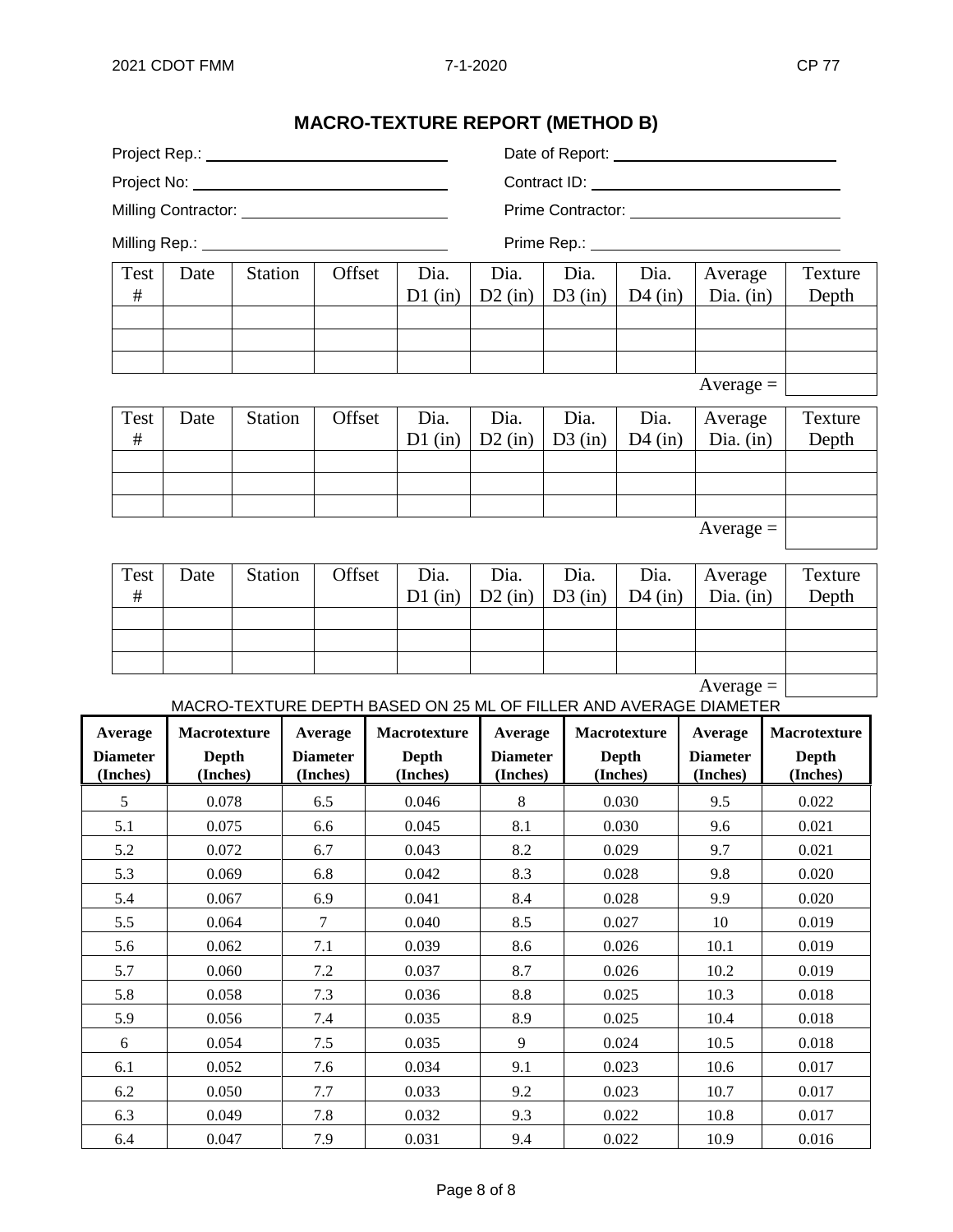## MACRO-TEXTURE REPORT (METHOD B)

Project Rep.: ______________________________ Date of Report: ______________________________

Project No: ______________________________ Contract ID: ______________________________

Milling Contractor: ______________________________ Prime Contractor: ______________________________

Milling Rep.: ______________________________ Prime Rep.: ______________________________

| Test # | Date | Station | Offset | Dia. D1 (in) | Dia. D2 (in) | Dia. D3 (in) | Dia. D4 (in) | Average Dia. (in) | Texture Depth |
|---|---|---|---|---|---|---|---|---|---|
| | | | | | | | | | |
| | | | | | | | | | |
| | | | | | | | | | |
| | | | | | | | | Average = | |

| Test # | Date | Station | Offset | Dia. D1 (in) | Dia. D2 (in) | Dia. D3 (in) | Dia. D4 (in) | Average Dia. (in) | Texture Depth |
|---|---|---|---|---|---|---|---|---|---|
| | | | | | | | | | |
| | | | | | | | | | |
| | | | | | | | | | |
| | | | | | | | | Average = | |

| Test # | Date | Station | Offset | Dia. D1 (in) | Dia. D2 (in) | Dia. D3 (in) | Dia. D4 (in) | Average Dia. (in) | Texture Depth |
|---|---|---|---|---|---|---|---|---|---|
| | | | | | | | | | |
| | | | | | | | | | |
| | | | | | | | | | |
| | | | | | | | | Average = | |

MACRO-TEXTURE DEPTH BASED ON 25 ML OF FILLER AND AVERAGE DIAMETER

| Average Diameter (Inches) | Macrotexture Depth (Inches) | Average Diameter (Inches) | Macrotexture Depth (Inches) | Average Diameter (Inches) | Macrotexture Depth (Inches) | Average Diameter (Inches) | Macrotexture Depth (Inches) |
|---|---|---|---|---|---|---|---|
| 5 | 0.078 | 6.5 | 0.046 | 8 | 0.030 | 9.5 | 0.022 |
| 5.1 | 0.075 | 6.6 | 0.045 | 8.1 | 0.030 | 9.6 | 0.021 |
| 5.2 | 0.072 | 6.7 | 0.043 | 8.2 | 0.029 | 9.7 | 0.021 |
| 5.3 | 0.069 | 6.8 | 0.042 | 8.3 | 0.028 | 9.8 | 0.020 |
| 5.4 | 0.067 | 6.9 | 0.041 | 8.4 | 0.028 | 9.9 | 0.020 |
| 5.5 | 0.064 | 7 | 0.040 | 8.5 | 0.027 | 10 | 0.019 |
| 5.6 | 0.062 | 7.1 | 0.039 | 8.6 | 0.026 | 10.1 | 0.019 |
| 5.7 | 0.060 | 7.2 | 0.037 | 8.7 | 0.026 | 10.2 | 0.019 |
| 5.8 | 0.058 | 7.3 | 0.036 | 8.8 | 0.025 | 10.3 | 0.018 |
| 5.9 | 0.056 | 7.4 | 0.035 | 8.9 | 0.025 | 10.4 | 0.018 |
| 6 | 0.054 | 7.5 | 0.035 | 9 | 0.024 | 10.5 | 0.018 |
| 6.1 | 0.052 | 7.6 | 0.034 | 9.1 | 0.023 | 10.6 | 0.017 |
| 6.2 | 0.050 | 7.7 | 0.033 | 9.2 | 0.023 | 10.7 | 0.017 |
| 6.3 | 0.049 | 7.8 | 0.032 | 9.3 | 0.022 | 10.8 | 0.017 |
| 6.4 | 0.047 | 7.9 | 0.031 | 9.4 | 0.022 | 10.9 | 0.016 |